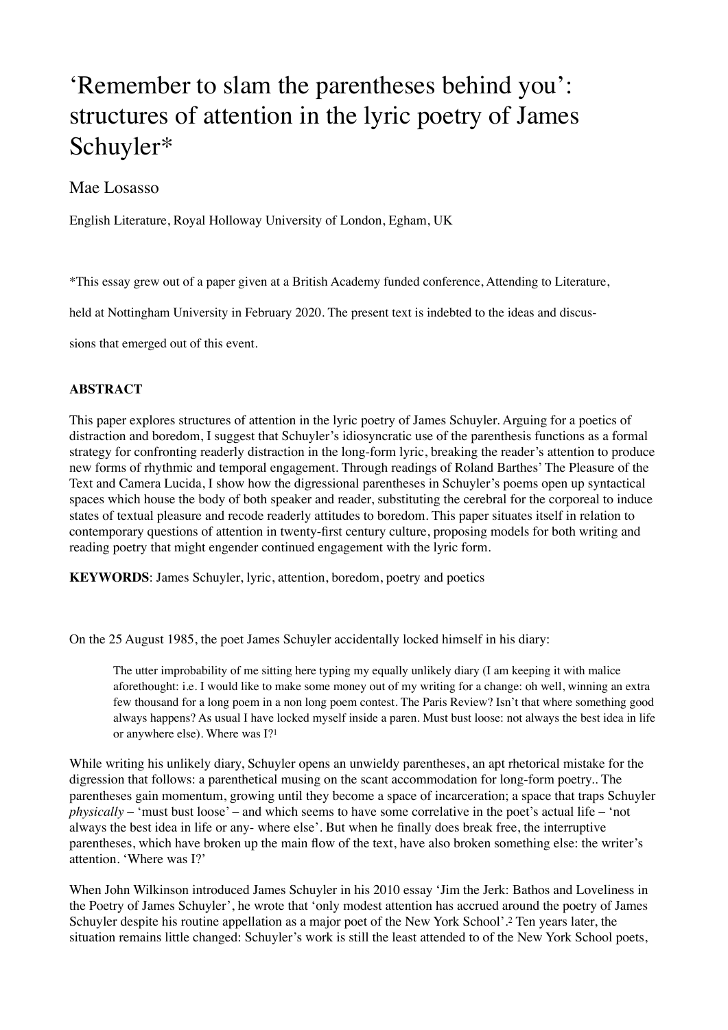# ‘Remember to slam the parentheses behind you’: structures of attention in the lyric poetry of James Schuyler*

Mae Losasso

English Literature, Royal Holloway University of London, Egham, UK

*This essay grew out of a paper given at a British Academy funded conference, Attending to Literature, held at Nottingham University in February 2020. The present text is indebted to the ideas and discussions that emerged out of this event.

**ABSTRACT**

This paper explores structures of attention in the lyric poetry of James Schuyler. Arguing for a poetics of distraction and boredom, I suggest that Schuyler’s idiosyncratic use of the parenthesis functions as a formal strategy for confronting readerly distraction in the long-form lyric, breaking the reader’s attention to produce new forms of rhythmic and temporal engagement. Through readings of Roland Barthes’ The Pleasure of the Text and Camera Lucida, I show how the digressional parentheses in Schuyler’s poems open up syntactical spaces which house the body of both speaker and reader, substituting the cerebral for the corporeal to induce states of textual pleasure and recode readerly attitudes to boredom. This paper situates itself in relation to contemporary questions of attention in twenty-first century culture, proposing models for both writing and reading poetry that might engender continued engagement with the lyric form.

**KEYWORDS**: James Schuyler, lyric, attention, boredom, poetry and poetics

On the 25 August 1985, the poet James Schuyler accidentally locked himself in his diary:

> The utter improbability of me sitting here typing my equally unlikely diary (I am keeping it with malice aforethought: i.e. I would like to make some money out of my writing for a change: oh well, winning an extra few thousand for a long poem in a non long poem contest. The Paris Review? Isn’t that where something good always happens? As usual I have locked myself inside a paren. Must bust loose: not always the best idea in life or anywhere else). Where was I?[1]

While writing his unlikely diary, Schuyler opens an unwieldy parentheses, an apt rhetorical mistake for the digression that follows: a parenthetical musing on the scant accommodation for long-form poetry.. The parentheses gain momentum, growing until they become a space of incarceration; a space that traps Schuyler *physically* – ‘must bust loose’ – and which seems to have some correlative in the poet’s actual life – ‘not always the best idea in life or any- where else’. But when he finally does break free, the interruptive parentheses, which have broken up the main flow of the text, have also broken something else: the writer’s attention. ‘Where was I?’

When John Wilkinson introduced James Schuyler in his 2010 essay ‘Jim the Jerk: Bathos and Loveliness in the Poetry of James Schuyler’, he wrote that ‘only modest attention has accrued around the poetry of James Schuyler despite his routine appellation as a major poet of the New York School’.[2] Ten years later, the situation remains little changed: Schuyler’s work is still the least attended to of the New York School poets,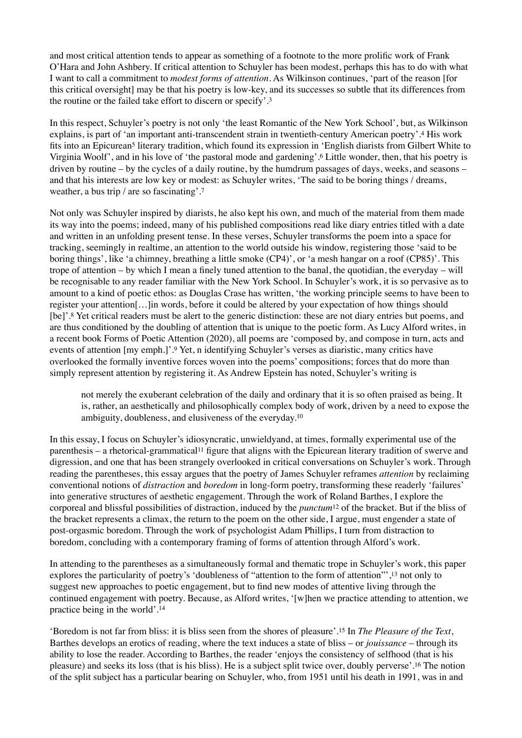and most critical attention tends to appear as something of a footnote to the more prolific work of Frank O'Hara and John Ashbery. If critical attention to Schuyler has been modest, perhaps this has to do with what I want to call a commitment to *modest forms of attention*. As Wilkinson continues, 'part of the reason [for this critical oversight] may be that his poetry is low-key, and its successes so subtle that its differences from the routine or the failed take effort to discern or specify'.[3]

In this respect, Schuyler's poetry is not only 'the least Romantic of the New York School', but, as Wilkinson explains, is part of 'an important anti-transcendent strain in twentieth-century American poetry'.[4] His work fits into an Epicurean[5] literary tradition, which found its expression in 'English diarists from Gilbert White to Virginia Woolf', and in his love of 'the pastoral mode and gardening'.[6] Little wonder, then, that his poetry is driven by routine – by the cycles of a daily routine, by the humdrum passages of days, weeks, and seasons – and that his interests are low key or modest: as Schuyler writes, 'The said to be boring things / dreams, weather, a bus trip / are so fascinating'.[7]

Not only was Schuyler inspired by diarists, he also kept his own, and much of the material from them made its way into the poems; indeed, many of his published compositions read like diary entries titled with a date and written in an unfolding present tense. In these verses, Schuyler transforms the poem into a space for tracking, seemingly in realtime, an attention to the world outside his window, registering those 'said to be boring things', like 'a chimney, breathing a little smoke (CP4)', or 'a mesh hangar on a roof (CP85)'. This trope of attention – by which I mean a finely tuned attention to the banal, the quotidian, the everyday – will be recognisable to any reader familiar with the New York School. In Schuyler's work, it is so pervasive as to amount to a kind of poetic ethos: as Douglas Crase has written, 'the working principle seems to have been to register your attention[…]in words, before it could be altered by your expectation of how things should [be]'.[8] Yet critical readers must be alert to the generic distinction: these are not diary entries but poems, and are thus conditioned by the doubling of attention that is unique to the poetic form. As Lucy Alford writes, in a recent book Forms of Poetic Attention (2020), all poems are 'composed by, and compose in turn, acts and events of attention [my emph.]'.[9] Yet, n identifying Schuyler's verses as diaristic, many critics have overlooked the formally inventive forces woven into the poems' compositions; forces that do more than simply represent attention by registering it. As Andrew Epstein has noted, Schuyler's writing is

> not merely the exuberant celebration of the daily and ordinary that it is so often praised as being. It is, rather, an aesthetically and philosophically complex body of work, driven by a need to expose the ambiguity, doubleness, and elusiveness of the everyday.[10]

In this essay, I focus on Schuyler's idiosyncratic, unwieldyand, at times, formally experimental use of the parenthesis – a rhetorical-grammatical[11] figure that aligns with the Epicurean literary tradition of swerve and digression, and one that has been strangely overlooked in critical conversations on Schuyler's work. Through reading the parentheses, this essay argues that the poetry of James Schuyler reframes *attention* by reclaiming conventional notions of *distraction* and *boredom* in long-form poetry, transforming these readerly 'failures' into generative structures of aesthetic engagement. Through the work of Roland Barthes, I explore the corporeal and blissful possibilities of distraction, induced by the *punctum*[12] of the bracket. But if the bliss of the bracket represents a climax, the return to the poem on the other side, I argue, must engender a state of post-orgasmic boredom. Through the work of psychologist Adam Phillips, I turn from distraction to boredom, concluding with a contemporary framing of forms of attention through Alford's work.

In attending to the parentheses as a simultaneously formal and thematic trope in Schuyler's work, this paper explores the particularity of poetry's 'doubleness of "attention to the form of attention"',[13] not only to suggest new approaches to poetic engagement, but to find new modes of attentive living through the continued engagement with poetry. Because, as Alford writes, '[w]hen we practice attending to attention, we practice being in the world'.[14]

'Boredom is not far from bliss: it is bliss seen from the shores of pleasure'.[15] In *The Pleasure of the Text*, Barthes develops an erotics of reading, where the text induces a state of bliss – or *jouissance* – through its ability to lose the reader. According to Barthes, the reader 'enjoys the consistency of selfhood (that is his pleasure) and seeks its loss (that is his bliss). He is a subject split twice over, doubly perverse'.[16] The notion of the split subject has a particular bearing on Schuyler, who, from 1951 until his death in 1991, was in and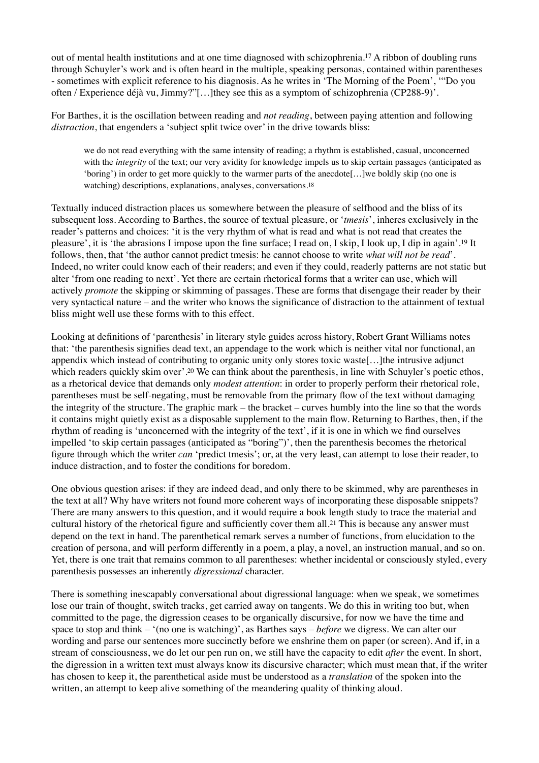out of mental health institutions and at one time diagnosed with schizophrenia.[17] A ribbon of doubling runs through Schuyler's work and is often heard in the multiple, speaking personas, contained within parentheses - sometimes with explicit reference to his diagnosis. As he writes in 'The Morning of the Poem', '"Do you often / Experience déjà vu, Jimmy?"[…]they see this as a symptom of schizophrenia (CP288-9)'.

For Barthes, it is the oscillation between reading and *not reading*, between paying attention and following *distraction*, that engenders a 'subject split twice over' in the drive towards bliss:

> we do not read everything with the same intensity of reading; a rhythm is established, casual, unconcerned with the *integrity* of the text; our very avidity for knowledge impels us to skip certain passages (anticipated as 'boring') in order to get more quickly to the warmer parts of the anecdote[…]we boldly skip (no one is watching) descriptions, explanations, analyses, conversations.[18]

Textually induced distraction places us somewhere between the pleasure of selfhood and the bliss of its subsequent loss. According to Barthes, the source of textual pleasure, or '*tmesis*', inheres exclusively in the reader's patterns and choices: 'it is the very rhythm of what is read and what is not read that creates the pleasure', it is 'the abrasions I impose upon the fine surface; I read on, I skip, I look up, I dip in again'.[19] It follows, then, that 'the author cannot predict tmesis: he cannot choose to write *what will not be read*'. Indeed, no writer could know each of their readers; and even if they could, readerly patterns are not static but alter 'from one reading to next'. Yet there are certain rhetorical forms that a writer can use, which will actively *promote* the skipping or skimming of passages. These are forms that disengage their reader by their very syntactical nature – and the writer who knows the significance of distraction to the attainment of textual bliss might well use these forms with to this effect.

Looking at definitions of 'parenthesis' in literary style guides across history, Robert Grant Williams notes that: 'the parenthesis signifies dead text, an appendage to the work which is neither vital nor functional, an appendix which instead of contributing to organic unity only stores toxic waste[…]the intrusive adjunct which readers quickly skim over'.[20] We can think about the parenthesis, in line with Schuyler's poetic ethos, as a rhetorical device that demands only *modest attention*: in order to properly perform their rhetorical role, parentheses must be self-negating, must be removable from the primary flow of the text without damaging the integrity of the structure. The graphic mark – the bracket – curves humbly into the line so that the words it contains might quietly exist as a disposable supplement to the main flow. Returning to Barthes, then, if the rhythm of reading is 'unconcerned with the integrity of the text', if it is one in which we find ourselves impelled 'to skip certain passages (anticipated as "boring")', then the parenthesis becomes the rhetorical figure through which the writer *can* 'predict tmesis'; or, at the very least, can attempt to lose their reader, to induce distraction, and to foster the conditions for boredom.

One obvious question arises: if they are indeed dead, and only there to be skimmed, why are parentheses in the text at all? Why have writers not found more coherent ways of incorporating these disposable snippets? There are many answers to this question, and it would require a book length study to trace the material and cultural history of the rhetorical figure and sufficiently cover them all.[21] This is because any answer must depend on the text in hand. The parenthetical remark serves a number of functions, from elucidation to the creation of persona, and will perform differently in a poem, a play, a novel, an instruction manual, and so on. Yet, there is one trait that remains common to all parentheses: whether incidental or consciously styled, every parenthesis possesses an inherently *digressional* character.

There is something inescapably conversational about digressional language: when we speak, we sometimes lose our train of thought, switch tracks, get carried away on tangents. We do this in writing too but, when committed to the page, the digression ceases to be organically discursive, for now we have the time and space to stop and think – '(no one is watching)', as Barthes says – *before* we digress. We can alter our wording and parse our sentences more succinctly before we enshrine them on paper (or screen). And if, in a stream of consciousness, we do let our pen run on, we still have the capacity to edit *after* the event. In short, the digression in a written text must always know its discursive character; which must mean that, if the writer has chosen to keep it, the parenthetical aside must be understood as a *translation* of the spoken into the written, an attempt to keep alive something of the meandering quality of thinking aloud.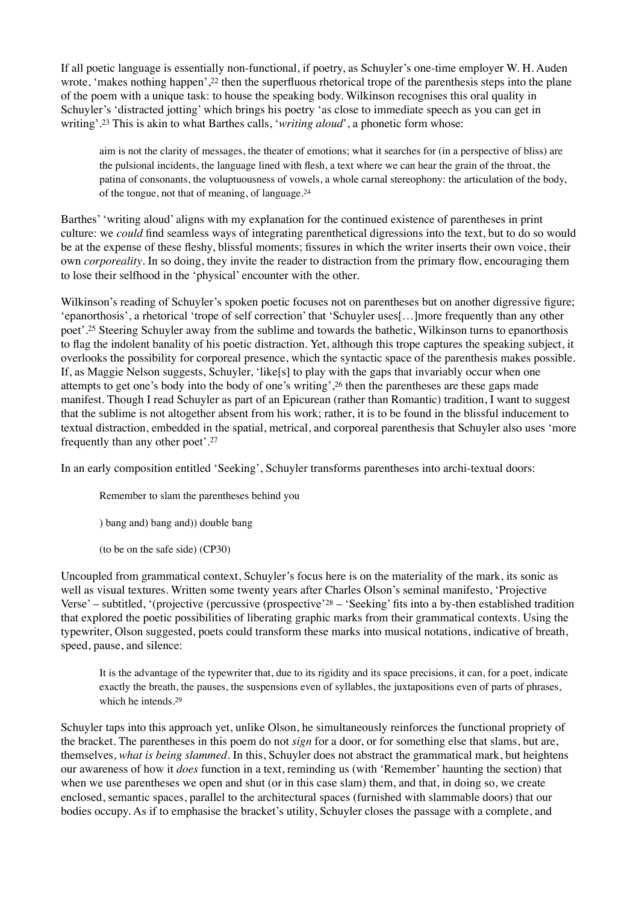If all poetic language is essentially non-functional, if poetry, as Schuyler's one-time employer W. H. Auden wrote, 'makes nothing happen',[22] then the superfluous rhetorical trope of the parenthesis steps into the plane of the poem with a unique task: to house the speaking body. Wilkinson recognises this oral quality in Schuyler's 'distracted jotting' which brings his poetry 'as close to immediate speech as you can get in writing'.[23] This is akin to what Barthes calls, '*writing aloud*', a phonetic form whose:

> aim is not the clarity of messages, the theater of emotions; what it searches for (in a perspective of bliss) are the pulsional incidents, the language lined with flesh, a text where we can hear the grain of the throat, the patina of consonants, the voluptuousness of vowels, a whole carnal stereophony: the articulation of the body, of the tongue, not that of meaning, of language.[24]

Barthes' 'writing aloud' aligns with my explanation for the continued existence of parentheses in print culture: we *could* find seamless ways of integrating parenthetical digressions into the text, but to do so would be at the expense of these fleshy, blissful moments; fissures in which the writer inserts their own voice, their own *corporeality*. In so doing, they invite the reader to distraction from the primary flow, encouraging them to lose their selfhood in the 'physical' encounter with the other.

Wilkinson's reading of Schuyler's spoken poetic focuses not on parentheses but on another digressive figure; 'epanorthosis', a rhetorical 'trope of self correction' that 'Schuyler uses[…]more frequently than any other poet'.[25] Steering Schuyler away from the sublime and towards the bathetic, Wilkinson turns to epanorthosis to flag the indolent banality of his poetic distraction. Yet, although this trope captures the speaking subject, it overlooks the possibility for corporeal presence, which the syntactic space of the parenthesis makes possible. If, as Maggie Nelson suggests, Schuyler, 'like[s] to play with the gaps that invariably occur when one attempts to get one's body into the body of one's writing',[26] then the parentheses are these gaps made manifest. Though I read Schuyler as part of an Epicurean (rather than Romantic) tradition, I want to suggest that the sublime is not altogether absent from his work; rather, it is to be found in the blissful inducement to textual distraction, embedded in the spatial, metrical, and corporeal parenthesis that Schuyler also uses 'more frequently than any other poet'.[27]

In an early composition entitled 'Seeking', Schuyler transforms parentheses into archi-textual doors:

> Remember to slam the parentheses behind you
>
> ) bang and) bang and)) double bang
>
> (to be on the safe side) (CP30)

Uncoupled from grammatical context, Schuyler's focus here is on the materiality of the mark, its sonic as well as visual textures. Written some twenty years after Charles Olson's seminal manifesto, 'Projective Verse' – subtitled, '(projective (percussive (prospective'[28] – 'Seeking' fits into a by-then established tradition that explored the poetic possibilities of liberating graphic marks from their grammatical contexts. Using the typewriter, Olson suggested, poets could transform these marks into musical notations, indicative of breath, speed, pause, and silence:

> It is the advantage of the typewriter that, due to its rigidity and its space precisions, it can, for a poet, indicate exactly the breath, the pauses, the suspensions even of syllables, the juxtapositions even of parts of phrases, which he intends.[29]

Schuyler taps into this approach yet, unlike Olson, he simultaneously reinforces the functional propriety of the bracket. The parentheses in this poem do not *sign* for a door, or for something else that slams, but are, themselves, *what is being slammed*. In this, Schuyler does not abstract the grammatical mark, but heightens our awareness of how it *does* function in a text, reminding us (with 'Remember' haunting the section) that when we use parentheses we open and shut (or in this case slam) them, and that, in doing so, we create enclosed, semantic spaces, parallel to the architectural spaces (furnished with slammable doors) that our bodies occupy. As if to emphasise the bracket's utility, Schuyler closes the passage with a complete, and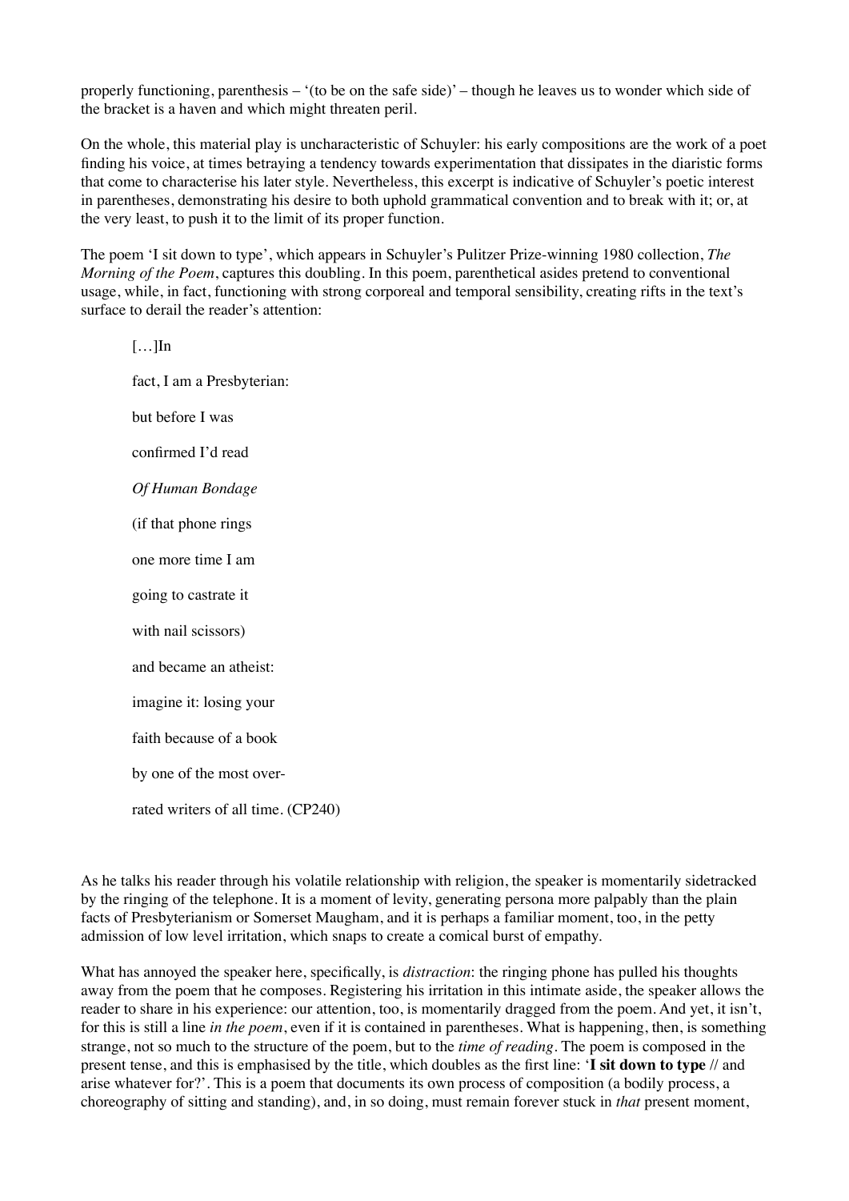properly functioning, parenthesis – '(to be on the safe side)' – though he leaves us to wonder which side of the bracket is a haven and which might threaten peril.

On the whole, this material play is uncharacteristic of Schuyler: his early compositions are the work of a poet finding his voice, at times betraying a tendency towards experimentation that dissipates in the diaristic forms that come to characterise his later style. Nevertheless, this excerpt is indicative of Schuyler's poetic interest in parentheses, demonstrating his desire to both uphold grammatical convention and to break with it; or, at the very least, to push it to the limit of its proper function.

The poem 'I sit down to type', which appears in Schuyler's Pulitzer Prize-winning 1980 collection, *The Morning of the Poem*, captures this doubling. In this poem, parenthetical asides pretend to conventional usage, while, in fact, functioning with strong corporeal and temporal sensibility, creating rifts in the text's surface to derail the reader's attention:

> […]In
>
> fact, I am a Presbyterian:
>
> but before I was
>
> confirmed I'd read
>
> *Of Human Bondage*
>
> (if that phone rings
>
> one more time I am
>
> going to castrate it
>
> with nail scissors)
>
> and became an atheist:
>
> imagine it: losing your
>
> faith because of a book
>
> by one of the most over-
>
> rated writers of all time. (CP240)

As he talks his reader through his volatile relationship with religion, the speaker is momentarily sidetracked by the ringing of the telephone. It is a moment of levity, generating persona more palpably than the plain facts of Presbyterianism or Somerset Maugham, and it is perhaps a familiar moment, too, in the petty admission of low level irritation, which snaps to create a comical burst of empathy.

What has annoyed the speaker here, specifically, is *distraction*: the ringing phone has pulled his thoughts away from the poem that he composes. Registering his irritation in this intimate aside, the speaker allows the reader to share in his experience: our attention, too, is momentarily dragged from the poem. And yet, it isn't, for this is still a line *in the poem*, even if it is contained in parentheses. What is happening, then, is something strange, not so much to the structure of the poem, but to the *time of reading*. The poem is composed in the present tense, and this is emphasised by the title, which doubles as the first line: '**I sit down to type** // and arise whatever for?'. This is a poem that documents its own process of composition (a bodily process, a choreography of sitting and standing), and, in so doing, must remain forever stuck in *that* present moment,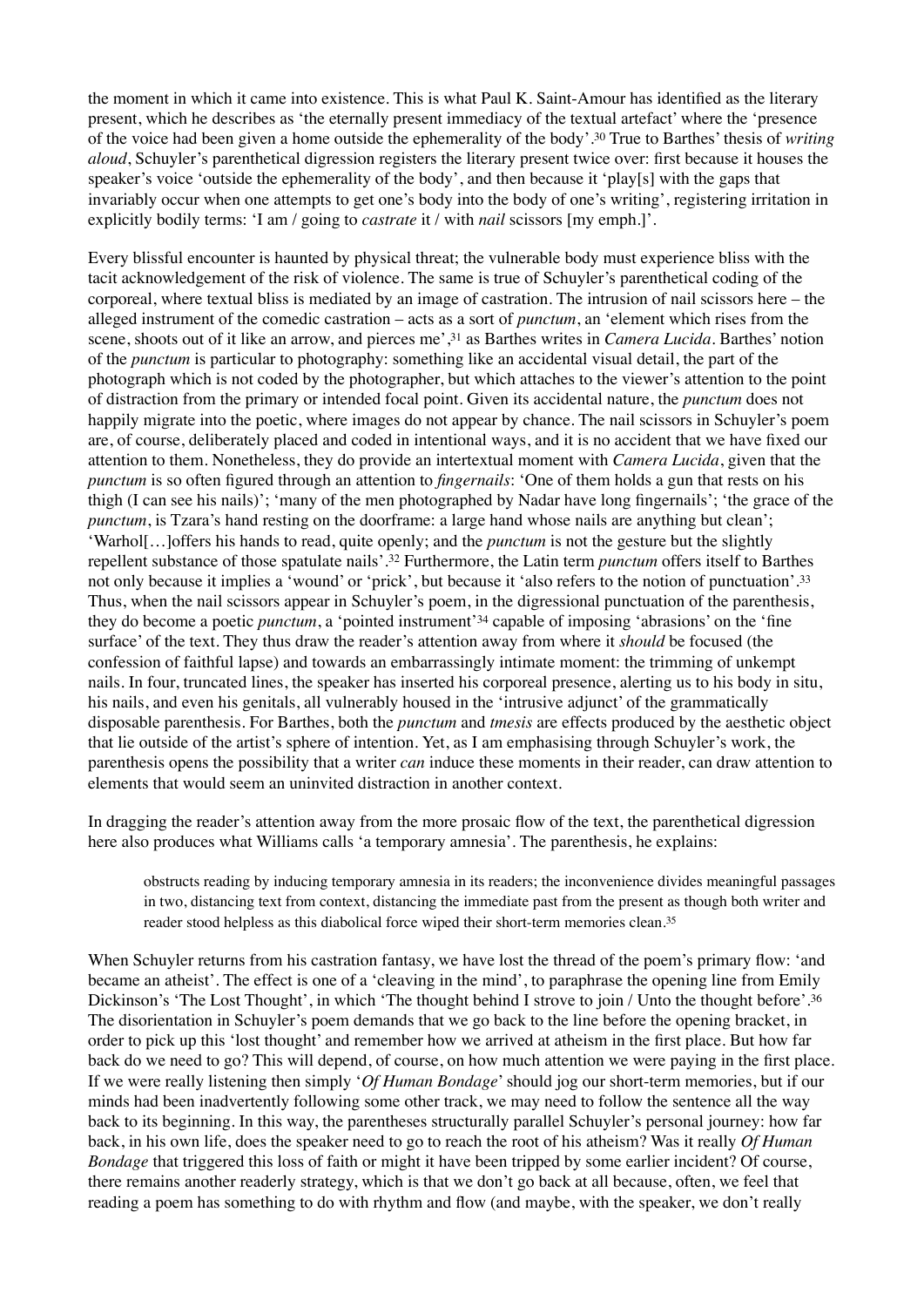the moment in which it came into existence. This is what Paul K. Saint-Amour has identified as the literary present, which he describes as 'the eternally present immediacy of the textual artefact' where the 'presence of the voice had been given a home outside the ephemerality of the body'.[30] True to Barthes' thesis of *writing aloud*, Schuyler's parenthetical digression registers the literary present twice over: first because it houses the speaker's voice 'outside the ephemerality of the body', and then because it 'play[s] with the gaps that invariably occur when one attempts to get one's body into the body of one's writing', registering irritation in explicitly bodily terms: 'I am / going to *castrate* it / with *nail* scissors [my emph.]'.

Every blissful encounter is haunted by physical threat; the vulnerable body must experience bliss with the tacit acknowledgement of the risk of violence. The same is true of Schuyler's parenthetical coding of the corporeal, where textual bliss is mediated by an image of castration. The intrusion of nail scissors here – the alleged instrument of the comedic castration – acts as a sort of *punctum*, an 'element which rises from the scene, shoots out of it like an arrow, and pierces me',[31] as Barthes writes in *Camera Lucida*. Barthes' notion of the *punctum* is particular to photography: something like an accidental visual detail, the part of the photograph which is not coded by the photographer, but which attaches to the viewer's attention to the point of distraction from the primary or intended focal point. Given its accidental nature, the *punctum* does not happily migrate into the poetic, where images do not appear by chance. The nail scissors in Schuyler's poem are, of course, deliberately placed and coded in intentional ways, and it is no accident that we have fixed our attention to them. Nonetheless, they do provide an intertextual moment with *Camera Lucida*, given that the *punctum* is so often figured through an attention to *fingernails*: 'One of them holds a gun that rests on his thigh (I can see his nails)'; 'many of the men photographed by Nadar have long fingernails'; 'the grace of the *punctum*, is Tzara's hand resting on the doorframe: a large hand whose nails are anything but clean'; 'Warhol[…]offers his hands to read, quite openly; and the *punctum* is not the gesture but the slightly repellent substance of those spatulate nails'.[32] Furthermore, the Latin term *punctum* offers itself to Barthes not only because it implies a 'wound' or 'prick', but because it 'also refers to the notion of punctuation'.[33] Thus, when the nail scissors appear in Schuyler's poem, in the digressional punctuation of the parenthesis, they do become a poetic *punctum*, a 'pointed instrument'[34] capable of imposing 'abrasions' on the 'fine surface' of the text. They thus draw the reader's attention away from where it *should* be focused (the confession of faithful lapse) and towards an embarrassingly intimate moment: the trimming of unkempt nails. In four, truncated lines, the speaker has inserted his corporeal presence, alerting us to his body in situ, his nails, and even his genitals, all vulnerably housed in the 'intrusive adjunct' of the grammatically disposable parenthesis. For Barthes, both the *punctum* and *tmesis* are effects produced by the aesthetic object that lie outside of the artist's sphere of intention. Yet, as I am emphasising through Schuyler's work, the parenthesis opens the possibility that a writer *can* induce these moments in their reader, can draw attention to elements that would seem an uninvited distraction in another context.

In dragging the reader's attention away from the more prosaic flow of the text, the parenthetical digression here also produces what Williams calls 'a temporary amnesia'. The parenthesis, he explains:

> obstructs reading by inducing temporary amnesia in its readers; the inconvenience divides meaningful passages in two, distancing text from context, distancing the immediate past from the present as though both writer and reader stood helpless as this diabolical force wiped their short-term memories clean.[35]

When Schuyler returns from his castration fantasy, we have lost the thread of the poem's primary flow: 'and became an atheist'. The effect is one of a 'cleaving in the mind', to paraphrase the opening line from Emily Dickinson's 'The Lost Thought', in which 'The thought behind I strove to join / Unto the thought before'.[36] The disorientation in Schuyler's poem demands that we go back to the line before the opening bracket, in order to pick up this 'lost thought' and remember how we arrived at atheism in the first place. But how far back do we need to go? This will depend, of course, on how much attention we were paying in the first place. If we were really listening then simply '*Of Human Bondage*' should jog our short-term memories, but if our minds had been inadvertently following some other track, we may need to follow the sentence all the way back to its beginning. In this way, the parentheses structurally parallel Schuyler's personal journey: how far back, in his own life, does the speaker need to go to reach the root of his atheism? Was it really *Of Human Bondage* that triggered this loss of faith or might it have been tripped by some earlier incident? Of course, there remains another readerly strategy, which is that we don't go back at all because, often, we feel that reading a poem has something to do with rhythm and flow (and maybe, with the speaker, we don't really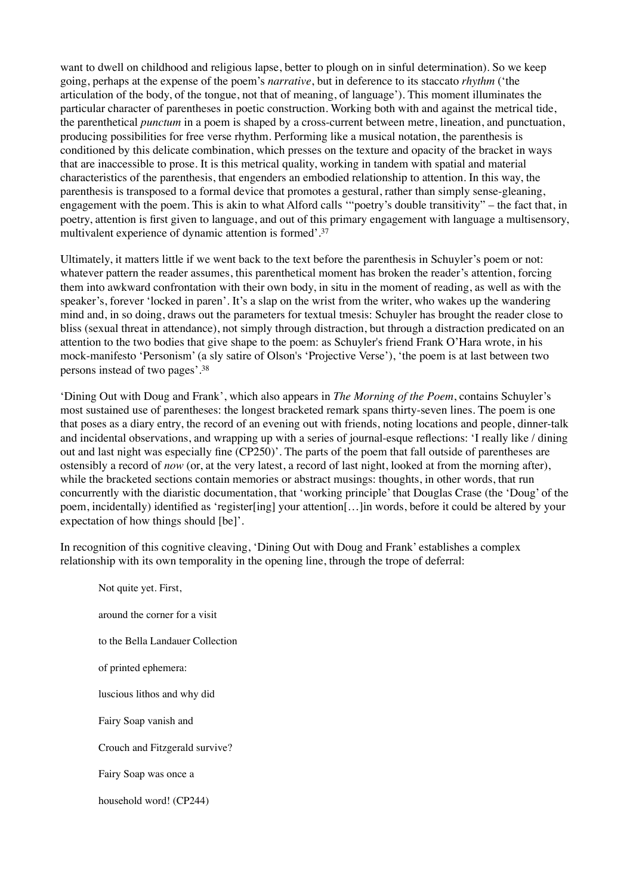want to dwell on childhood and religious lapse, better to plough on in sinful determination). So we keep going, perhaps at the expense of the poem's *narrative*, but in deference to its staccato *rhythm* ('the articulation of the body, of the tongue, not that of meaning, of language'). This moment illuminates the particular character of parentheses in poetic construction. Working both with and against the metrical tide, the parenthetical *punctum* in a poem is shaped by a cross-current between metre, lineation, and punctuation, producing possibilities for free verse rhythm. Performing like a musical notation, the parenthesis is conditioned by this delicate combination, which presses on the texture and opacity of the bracket in ways that are inaccessible to prose. It is this metrical quality, working in tandem with spatial and material characteristics of the parenthesis, that engenders an embodied relationship to attention. In this way, the parenthesis is transposed to a formal device that promotes a gestural, rather than simply sense-gleaning, engagement with the poem. This is akin to what Alford calls '"poetry's double transitivity" – the fact that, in poetry, attention is first given to language, and out of this primary engagement with language a multisensory, multivalent experience of dynamic attention is formed'.[37]

Ultimately, it matters little if we went back to the text before the parenthesis in Schuyler's poem or not: whatever pattern the reader assumes, this parenthetical moment has broken the reader's attention, forcing them into awkward confrontation with their own body, in situ in the moment of reading, as well as with the speaker's, forever 'locked in paren'. It's a slap on the wrist from the writer, who wakes up the wandering mind and, in so doing, draws out the parameters for textual tmesis: Schuyler has brought the reader close to bliss (sexual threat in attendance), not simply through distraction, but through a distraction predicated on an attention to the two bodies that give shape to the poem: as Schuyler's friend Frank O'Hara wrote, in his mock-manifesto 'Personism' (a sly satire of Olson's 'Projective Verse'), 'the poem is at last between two persons instead of two pages'.[38]

'Dining Out with Doug and Frank', which also appears in *The Morning of the Poem*, contains Schuyler's most sustained use of parentheses: the longest bracketed remark spans thirty-seven lines. The poem is one that poses as a diary entry, the record of an evening out with friends, noting locations and people, dinner-talk and incidental observations, and wrapping up with a series of journal-esque reflections: 'I really like / dining out and last night was especially fine (CP250)'. The parts of the poem that fall outside of parentheses are ostensibly a record of *now* (or, at the very latest, a record of last night, looked at from the morning after), while the bracketed sections contain memories or abstract musings: thoughts, in other words, that run concurrently with the diaristic documentation, that 'working principle' that Douglas Crase (the 'Doug' of the poem, incidentally) identified as 'register[ing] your attention[…]in words, before it could be altered by your expectation of how things should [be]'.

In recognition of this cognitive cleaving, 'Dining Out with Doug and Frank' establishes a complex relationship with its own temporality in the opening line, through the trope of deferral:

> Not quite yet. First,
>
> around the corner for a visit
>
> to the Bella Landauer Collection
>
> of printed ephemera:
>
> luscious lithos and why did
>
> Fairy Soap vanish and
>
> Crouch and Fitzgerald survive?
>
> Fairy Soap was once a
>
> household word! (CP244)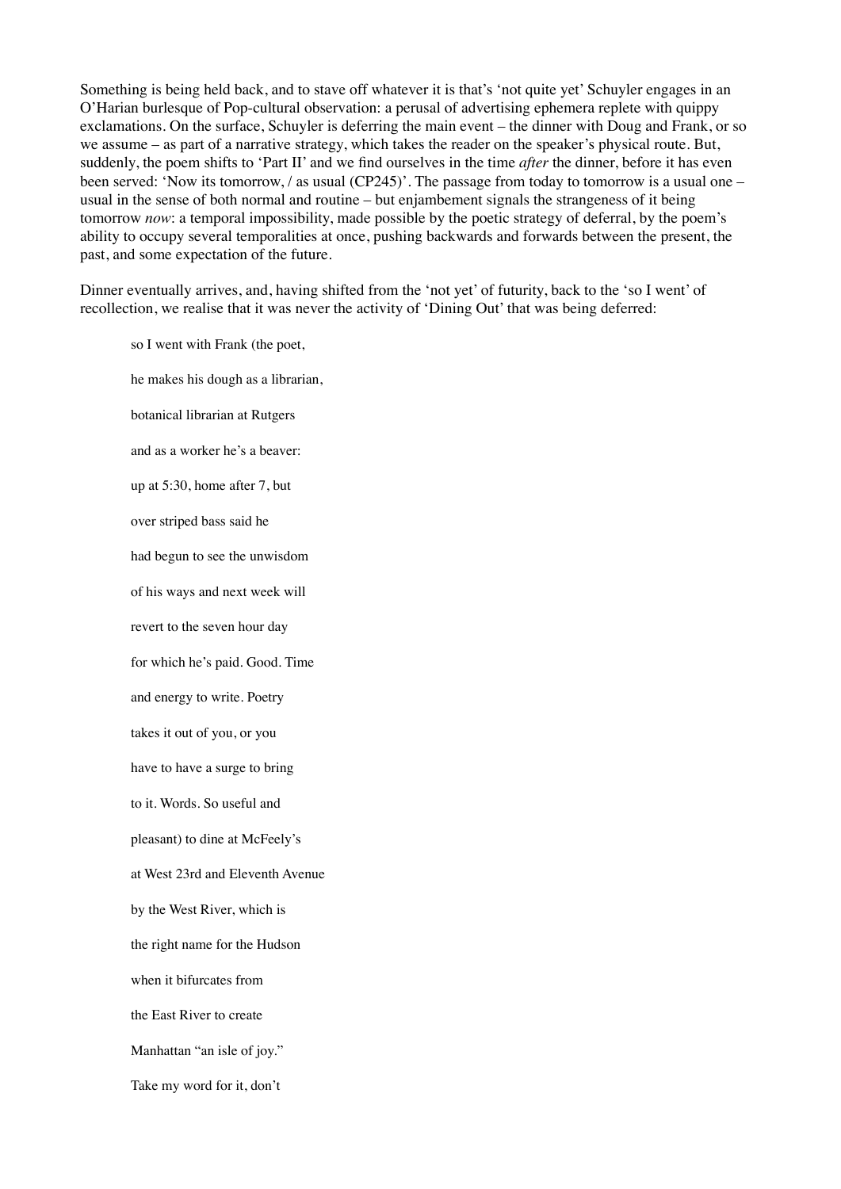Something is being held back, and to stave off whatever it is that's 'not quite yet' Schuyler engages in an O'Harian burlesque of Pop-cultural observation: a perusal of advertising ephemera replete with quippy exclamations. On the surface, Schuyler is deferring the main event – the dinner with Doug and Frank, or so we assume – as part of a narrative strategy, which takes the reader on the speaker's physical route. But, suddenly, the poem shifts to 'Part II' and we find ourselves in the time *after* the dinner, before it has even been served: 'Now its tomorrow, / as usual (CP245)'. The passage from today to tomorrow is a usual one – usual in the sense of both normal and routine – but enjambement signals the strangeness of it being tomorrow *now*: a temporal impossibility, made possible by the poetic strategy of deferral, by the poem's ability to occupy several temporalities at once, pushing backwards and forwards between the present, the past, and some expectation of the future.

Dinner eventually arrives, and, having shifted from the 'not yet' of futurity, back to the 'so I went' of recollection, we realise that it was never the activity of 'Dining Out' that was being deferred:

> so I went with Frank (the poet,
>
> he makes his dough as a librarian,
>
> botanical librarian at Rutgers
>
> and as a worker he's a beaver:
>
> up at 5:30, home after 7, but
>
> over striped bass said he
>
> had begun to see the unwisdom
>
> of his ways and next week will
>
> revert to the seven hour day
>
> for which he's paid. Good. Time
>
> and energy to write. Poetry
>
> takes it out of you, or you
>
> have to have a surge to bring
>
> to it. Words. So useful and
>
> pleasant) to dine at McFeely's
>
> at West 23rd and Eleventh Avenue
>
> by the West River, which is
>
> the right name for the Hudson
>
> when it bifurcates from
>
> the East River to create
>
> Manhattan "an isle of joy."
>
> Take my word for it, don't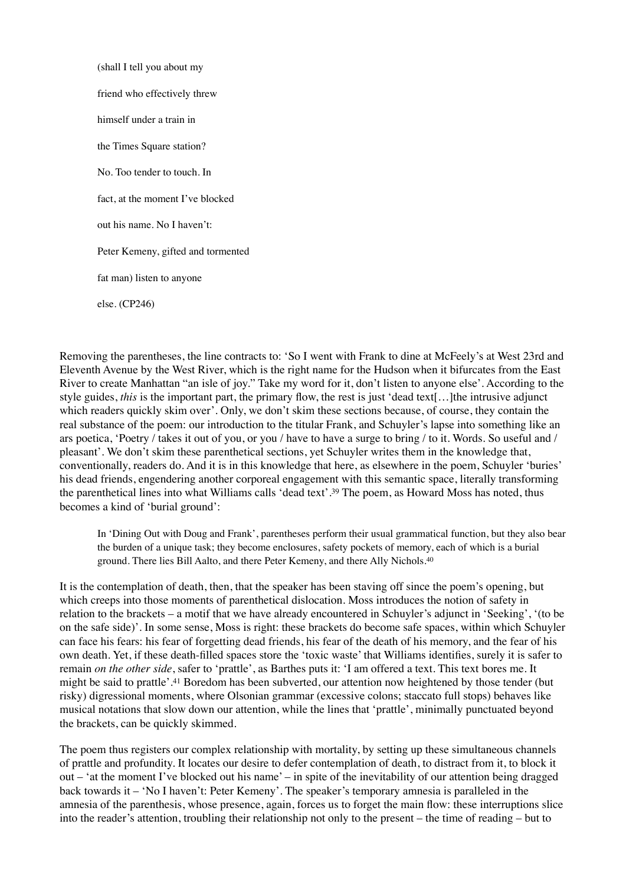> (shall I tell you about my
>
> friend who effectively threw
>
> himself under a train in
>
> the Times Square station?
>
> No. Too tender to touch. In
>
> fact, at the moment I've blocked
>
> out his name. No I haven't:
>
> Peter Kemeny, gifted and tormented
>
> fat man) listen to anyone
>
> else. (CP246)

Removing the parentheses, the line contracts to: 'So I went with Frank to dine at McFeely's at West 23rd and Eleventh Avenue by the West River, which is the right name for the Hudson when it bifurcates from the East River to create Manhattan "an isle of joy." Take my word for it, don't listen to anyone else'. According to the style guides, *this* is the important part, the primary flow, the rest is just 'dead text[…]the intrusive adjunct which readers quickly skim over'. Only, we don't skim these sections because, of course, they contain the real substance of the poem: our introduction to the titular Frank, and Schuyler's lapse into something like an ars poetica, 'Poetry / takes it out of you, or you / have to have a surge to bring / to it. Words. So useful and / pleasant'. We don't skim these parenthetical sections, yet Schuyler writes them in the knowledge that, conventionally, readers do. And it is in this knowledge that here, as elsewhere in the poem, Schuyler 'buries' his dead friends, engendering another corporeal engagement with this semantic space, literally transforming the parenthetical lines into what Williams calls 'dead text'.[39] The poem, as Howard Moss has noted, thus becomes a kind of 'burial ground':

> In 'Dining Out with Doug and Frank', parentheses perform their usual grammatical function, but they also bear the burden of a unique task; they become enclosures, safety pockets of memory, each of which is a burial ground. There lies Bill Aalto, and there Peter Kemeny, and there Ally Nichols.[40]

It is the contemplation of death, then, that the speaker has been staving off since the poem's opening, but which creeps into those moments of parenthetical dislocation. Moss introduces the notion of safety in relation to the brackets – a motif that we have already encountered in Schuyler's adjunct in 'Seeking', '(to be on the safe side)'. In some sense, Moss is right: these brackets do become safe spaces, within which Schuyler can face his fears: his fear of forgetting dead friends, his fear of the death of his memory, and the fear of his own death. Yet, if these death-filled spaces store the 'toxic waste' that Williams identifies, surely it is safer to remain *on the other side*, safer to 'prattle', as Barthes puts it: 'I am offered a text. This text bores me. It might be said to prattle'.[41] Boredom has been subverted, our attention now heightened by those tender (but risky) digressional moments, where Olsonian grammar (excessive colons; staccato full stops) behaves like musical notations that slow down our attention, while the lines that 'prattle', minimally punctuated beyond the brackets, can be quickly skimmed.

The poem thus registers our complex relationship with mortality, by setting up these simultaneous channels of prattle and profundity. It locates our desire to defer contemplation of death, to distract from it, to block it out – 'at the moment I've blocked out his name' – in spite of the inevitability of our attention being dragged back towards it – 'No I haven't: Peter Kemeny'. The speaker's temporary amnesia is paralleled in the amnesia of the parenthesis, whose presence, again, forces us to forget the main flow: these interruptions slice into the reader's attention, troubling their relationship not only to the present – the time of reading – but to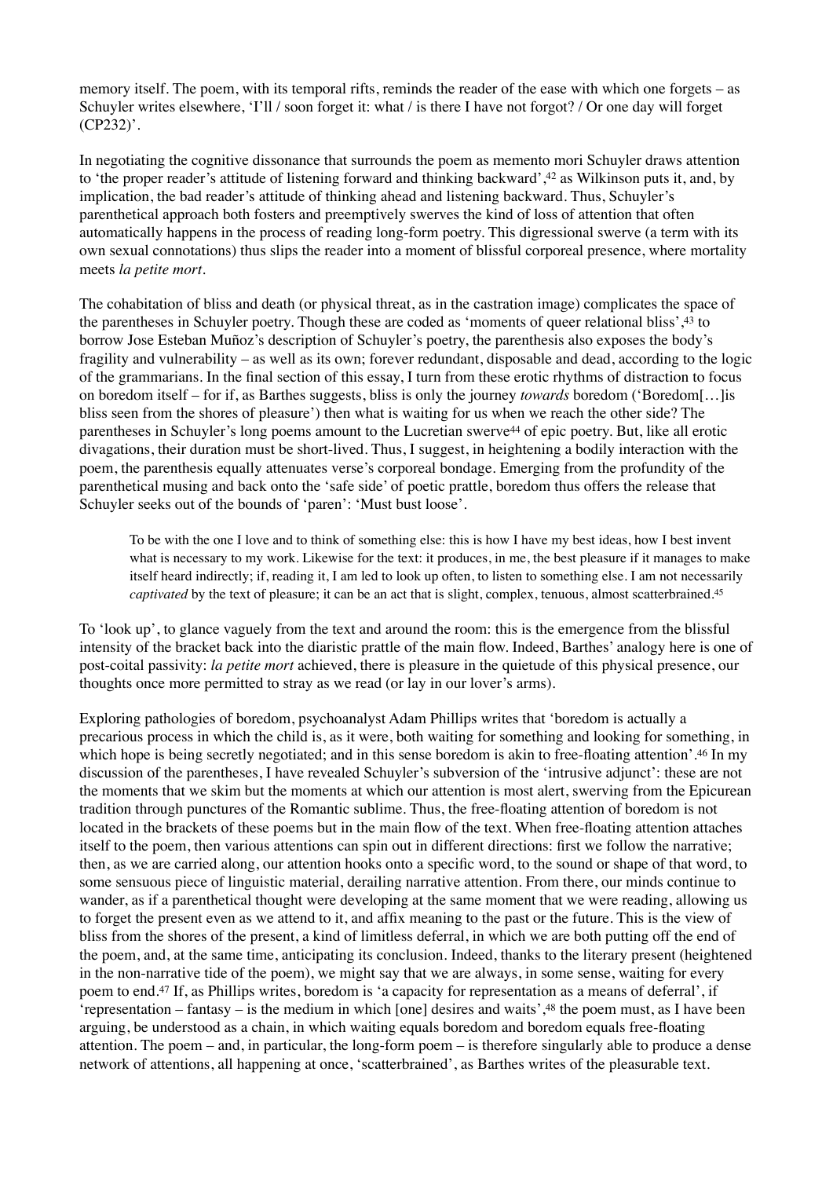memory itself. The poem, with its temporal rifts, reminds the reader of the ease with which one forgets – as Schuyler writes elsewhere, 'I'll / soon forget it: what / is there I have not forgot? / Or one day will forget (CP232)'.

In negotiating the cognitive dissonance that surrounds the poem as memento mori Schuyler draws attention to 'the proper reader's attitude of listening forward and thinking backward',[42] as Wilkinson puts it, and, by implication, the bad reader's attitude of thinking ahead and listening backward. Thus, Schuyler's parenthetical approach both fosters and preemptively swerves the kind of loss of attention that often automatically happens in the process of reading long-form poetry. This digressional swerve (a term with its own sexual connotations) thus slips the reader into a moment of blissful corporeal presence, where mortality meets *la petite mort*.

The cohabitation of bliss and death (or physical threat, as in the castration image) complicates the space of the parentheses in Schuyler poetry. Though these are coded as 'moments of queer relational bliss',[43] to borrow Jose Esteban Muñoz's description of Schuyler's poetry, the parenthesis also exposes the body's fragility and vulnerability – as well as its own; forever redundant, disposable and dead, according to the logic of the grammarians. In the final section of this essay, I turn from these erotic rhythms of distraction to focus on boredom itself – for if, as Barthes suggests, bliss is only the journey *towards* boredom ('Boredom[…]is bliss seen from the shores of pleasure') then what is waiting for us when we reach the other side? The parentheses in Schuyler's long poems amount to the Lucretian swerve[44] of epic poetry. But, like all erotic divagations, their duration must be short-lived. Thus, I suggest, in heightening a bodily interaction with the poem, the parenthesis equally attenuates verse's corporeal bondage. Emerging from the profundity of the parenthetical musing and back onto the 'safe side' of poetic prattle, boredom thus offers the release that Schuyler seeks out of the bounds of 'paren': 'Must bust loose'.

> To be with the one I love and to think of something else: this is how I have my best ideas, how I best invent what is necessary to my work. Likewise for the text: it produces, in me, the best pleasure if it manages to make itself heard indirectly; if, reading it, I am led to look up often, to listen to something else. I am not necessarily *captivated* by the text of pleasure; it can be an act that is slight, complex, tenuous, almost scatterbrained.[45]

To 'look up', to glance vaguely from the text and around the room: this is the emergence from the blissful intensity of the bracket back into the diaristic prattle of the main flow. Indeed, Barthes' analogy here is one of post-coital passivity: *la petite mort* achieved, there is pleasure in the quietude of this physical presence, our thoughts once more permitted to stray as we read (or lay in our lover's arms).

Exploring pathologies of boredom, psychoanalyst Adam Phillips writes that 'boredom is actually a precarious process in which the child is, as it were, both waiting for something and looking for something, in which hope is being secretly negotiated; and in this sense boredom is akin to free-floating attention'.[46] In my discussion of the parentheses, I have revealed Schuyler's subversion of the 'intrusive adjunct': these are not the moments that we skim but the moments at which our attention is most alert, swerving from the Epicurean tradition through punctures of the Romantic sublime. Thus, the free-floating attention of boredom is not located in the brackets of these poems but in the main flow of the text. When free-floating attention attaches itself to the poem, then various attentions can spin out in different directions: first we follow the narrative; then, as we are carried along, our attention hooks onto a specific word, to the sound or shape of that word, to some sensuous piece of linguistic material, derailing narrative attention. From there, our minds continue to wander, as if a parenthetical thought were developing at the same moment that we were reading, allowing us to forget the present even as we attend to it, and affix meaning to the past or the future. This is the view of bliss from the shores of the present, a kind of limitless deferral, in which we are both putting off the end of the poem, and, at the same time, anticipating its conclusion. Indeed, thanks to the literary present (heightened in the non-narrative tide of the poem), we might say that we are always, in some sense, waiting for every poem to end.[47] If, as Phillips writes, boredom is 'a capacity for representation as a means of deferral', if 'representation – fantasy – is the medium in which [one] desires and waits',[48] the poem must, as I have been arguing, be understood as a chain, in which waiting equals boredom and boredom equals free-floating attention. The poem – and, in particular, the long-form poem – is therefore singularly able to produce a dense network of attentions, all happening at once, 'scatterbrained', as Barthes writes of the pleasurable text.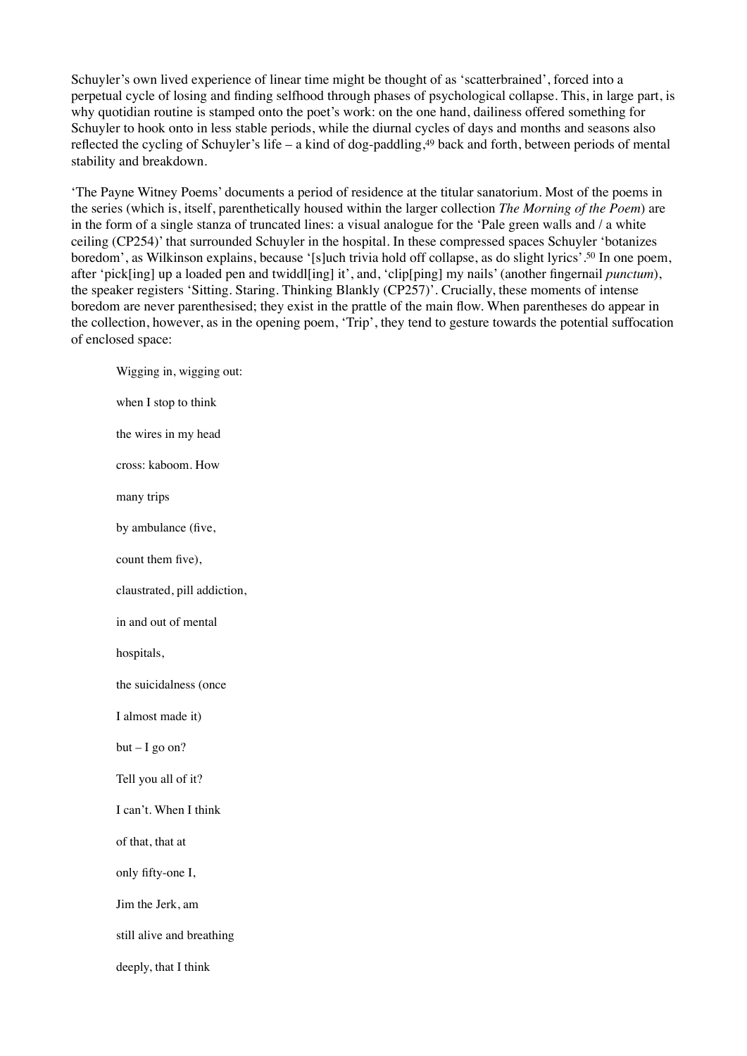Schuyler's own lived experience of linear time might be thought of as 'scatterbrained', forced into a perpetual cycle of losing and finding selfhood through phases of psychological collapse. This, in large part, is why quotidian routine is stamped onto the poet's work: on the one hand, dailiness offered something for Schuyler to hook onto in less stable periods, while the diurnal cycles of days and months and seasons also reflected the cycling of Schuyler's life – a kind of dog-paddling,[49] back and forth, between periods of mental stability and breakdown.

'The Payne Witney Poems' documents a period of residence at the titular sanatorium. Most of the poems in the series (which is, itself, parenthetically housed within the larger collection *The Morning of the Poem*) are in the form of a single stanza of truncated lines: a visual analogue for the 'Pale green walls and / a white ceiling (CP254)' that surrounded Schuyler in the hospital. In these compressed spaces Schuyler 'botanizes boredom', as Wilkinson explains, because '[s]uch trivia hold off collapse, as do slight lyrics'.[50] In one poem, after 'pick[ing] up a loaded pen and twiddl[ing] it', and, 'clip[ping] my nails' (another fingernail *punctum*), the speaker registers 'Sitting. Staring. Thinking Blankly (CP257)'. Crucially, these moments of intense boredom are never parenthesised; they exist in the prattle of the main flow. When parentheses do appear in the collection, however, as in the opening poem, 'Trip', they tend to gesture towards the potential suffocation of enclosed space:

> Wigging in, wigging out:
>
> when I stop to think
>
> the wires in my head
>
> cross: kaboom. How
>
> many trips
>
> by ambulance (five,
>
> count them five),
>
> claustrated, pill addiction,
>
> in and out of mental
>
> hospitals,
>
> the suicidalness (once
>
> I almost made it)
>
> but – I go on?
>
> Tell you all of it?
>
> I can't. When I think
>
> of that, that at
>
> only fifty-one I,
>
> Jim the Jerk, am
>
> still alive and breathing
>
> deeply, that I think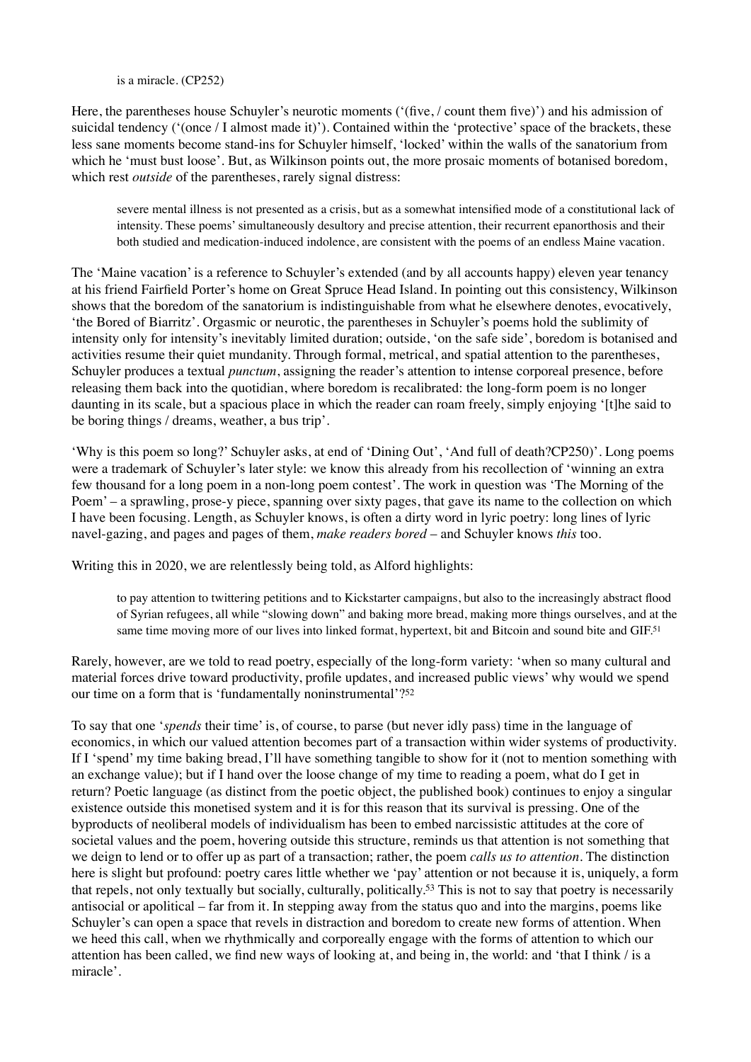is a miracle. (CP252)

Here, the parentheses house Schuyler's neurotic moments ('(five, / count them five)') and his admission of suicidal tendency ('(once / I almost made it)'). Contained within the 'protective' space of the brackets, these less sane moments become stand-ins for Schuyler himself, 'locked' within the walls of the sanatorium from which he 'must bust loose'. But, as Wilkinson points out, the more prosaic moments of botanised boredom, which rest *outside* of the parentheses, rarely signal distress:

> severe mental illness is not presented as a crisis, but as a somewhat intensified mode of a constitutional lack of intensity. These poems' simultaneously desultory and precise attention, their recurrent epanorthosis and their both studied and medication-induced indolence, are consistent with the poems of an endless Maine vacation.

The 'Maine vacation' is a reference to Schuyler's extended (and by all accounts happy) eleven year tenancy at his friend Fairfield Porter's home on Great Spruce Head Island. In pointing out this consistency, Wilkinson shows that the boredom of the sanatorium is indistinguishable from what he elsewhere denotes, evocatively, 'the Bored of Biarritz'. Orgasmic or neurotic, the parentheses in Schuyler's poems hold the sublimity of intensity only for intensity's inevitably limited duration; outside, 'on the safe side', boredom is botanised and activities resume their quiet mundanity. Through formal, metrical, and spatial attention to the parentheses, Schuyler produces a textual *punctum*, assigning the reader's attention to intense corporeal presence, before releasing them back into the quotidian, where boredom is recalibrated: the long-form poem is no longer daunting in its scale, but a spacious place in which the reader can roam freely, simply enjoying '[t]he said to be boring things / dreams, weather, a bus trip'.

'Why is this poem so long?' Schuyler asks, at end of 'Dining Out', 'And full of death?CP250)'. Long poems were a trademark of Schuyler's later style: we know this already from his recollection of 'winning an extra few thousand for a long poem in a non-long poem contest'. The work in question was 'The Morning of the Poem' – a sprawling, prose-y piece, spanning over sixty pages, that gave its name to the collection on which I have been focusing. Length, as Schuyler knows, is often a dirty word in lyric poetry: long lines of lyric navel-gazing, and pages and pages of them, *make readers bored* – and Schuyler knows *this* too.

Writing this in 2020, we are relentlessly being told, as Alford highlights:

> to pay attention to twittering petitions and to Kickstarter campaigns, but also to the increasingly abstract flood of Syrian refugees, all while "slowing down" and baking more bread, making more things ourselves, and at the same time moving more of our lives into linked format, hypertext, bit and Bitcoin and sound bite and GIF.[51]

Rarely, however, are we told to read poetry, especially of the long-form variety: 'when so many cultural and material forces drive toward productivity, profile updates, and increased public views' why would we spend our time on a form that is 'fundamentally noninstrumental'?[52]

To say that one '*spends* their time' is, of course, to parse (but never idly pass) time in the language of economics, in which our valued attention becomes part of a transaction within wider systems of productivity. If I 'spend' my time baking bread, I'll have something tangible to show for it (not to mention something with an exchange value); but if I hand over the loose change of my time to reading a poem, what do I get in return? Poetic language (as distinct from the poetic object, the published book) continues to enjoy a singular existence outside this monetised system and it is for this reason that its survival is pressing. One of the byproducts of neoliberal models of individualism has been to embed narcissistic attitudes at the core of societal values and the poem, hovering outside this structure, reminds us that attention is not something that we deign to lend or to offer up as part of a transaction; rather, the poem *calls us to attention*. The distinction here is slight but profound: poetry cares little whether we 'pay' attention or not because it is, uniquely, a form that repels, not only textually but socially, culturally, politically.[53] This is not to say that poetry is necessarily antisocial or apolitical – far from it. In stepping away from the status quo and into the margins, poems like Schuyler's can open a space that revels in distraction and boredom to create new forms of attention. When we heed this call, when we rhythmically and corporeally engage with the forms of attention to which our attention has been called, we find new ways of looking at, and being in, the world: and 'that I think / is a miracle'.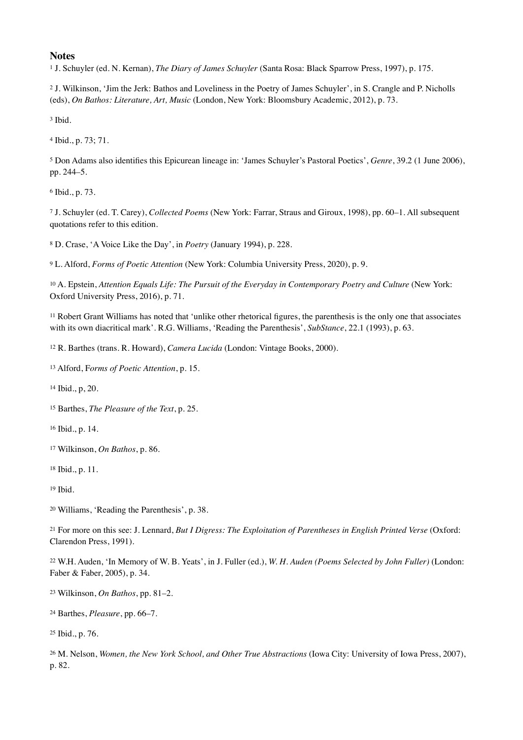**Notes**

[1] J. Schuyler (ed. N. Kernan), *The Diary of James Schuyler* (Santa Rosa: Black Sparrow Press, 1997), p. 175.

[2] J. Wilkinson, 'Jim the Jerk: Bathos and Loveliness in the Poetry of James Schuyler', in S. Crangle and P. Nicholls (eds), *On Bathos: Literature, Art, Music* (London, New York: Bloomsbury Academic, 2012), p. 73.

[3] Ibid.

[4] Ibid., p. 73; 71.

[5] Don Adams also identifies this Epicurean lineage in: 'James Schuyler's Pastoral Poetics', *Genre*, 39.2 (1 June 2006), pp. 244–5.

[6] Ibid., p. 73.

[7] J. Schuyler (ed. T. Carey), *Collected Poems* (New York: Farrar, Straus and Giroux, 1998), pp. 60–1. All subsequent quotations refer to this edition.

[8] D. Crase, 'A Voice Like the Day', in *Poetry* (January 1994), p. 228.

[9] L. Alford, *Forms of Poetic Attention* (New York: Columbia University Press, 2020), p. 9.

[10] A. Epstein, *Attention Equals Life: The Pursuit of the Everyday in Contemporary Poetry and Culture* (New York: Oxford University Press, 2016), p. 71.

[11] Robert Grant Williams has noted that 'unlike other rhetorical figures, the parenthesis is the only one that associates with its own diacritical mark'. R.G. Williams, 'Reading the Parenthesis', *SubStance*, 22.1 (1993), p. 63.

[12] R. Barthes (trans. R. Howard), *Camera Lucida* (London: Vintage Books, 2000).

[13] Alford, F*orms of Poetic Attention*, p. 15.

[14] Ibid., p, 20.

[15] Barthes, *The Pleasure of the Text*, p. 25.

[16] Ibid., p. 14.

[17] Wilkinson, *On Bathos*, p. 86.

[18] Ibid., p. 11.

[19] Ibid.

[20] Williams, 'Reading the Parenthesis', p. 38.

[21] For more on this see: J. Lennard, *But I Digress: The Exploitation of Parentheses in English Printed Verse* (Oxford: Clarendon Press, 1991).

[22] W.H. Auden, 'In Memory of W. B. Yeats', in J. Fuller (ed.), *W. H. Auden (Poems Selected by John Fuller)* (London: Faber & Faber, 2005), p. 34.

[23] Wilkinson, *On Bathos*, pp. 81–2.

[24] Barthes, *Pleasure*, pp. 66–7.

[25] Ibid., p. 76.

[26] M. Nelson, *Women, the New York School, and Other True Abstractions* (Iowa City: University of Iowa Press, 2007), p. 82.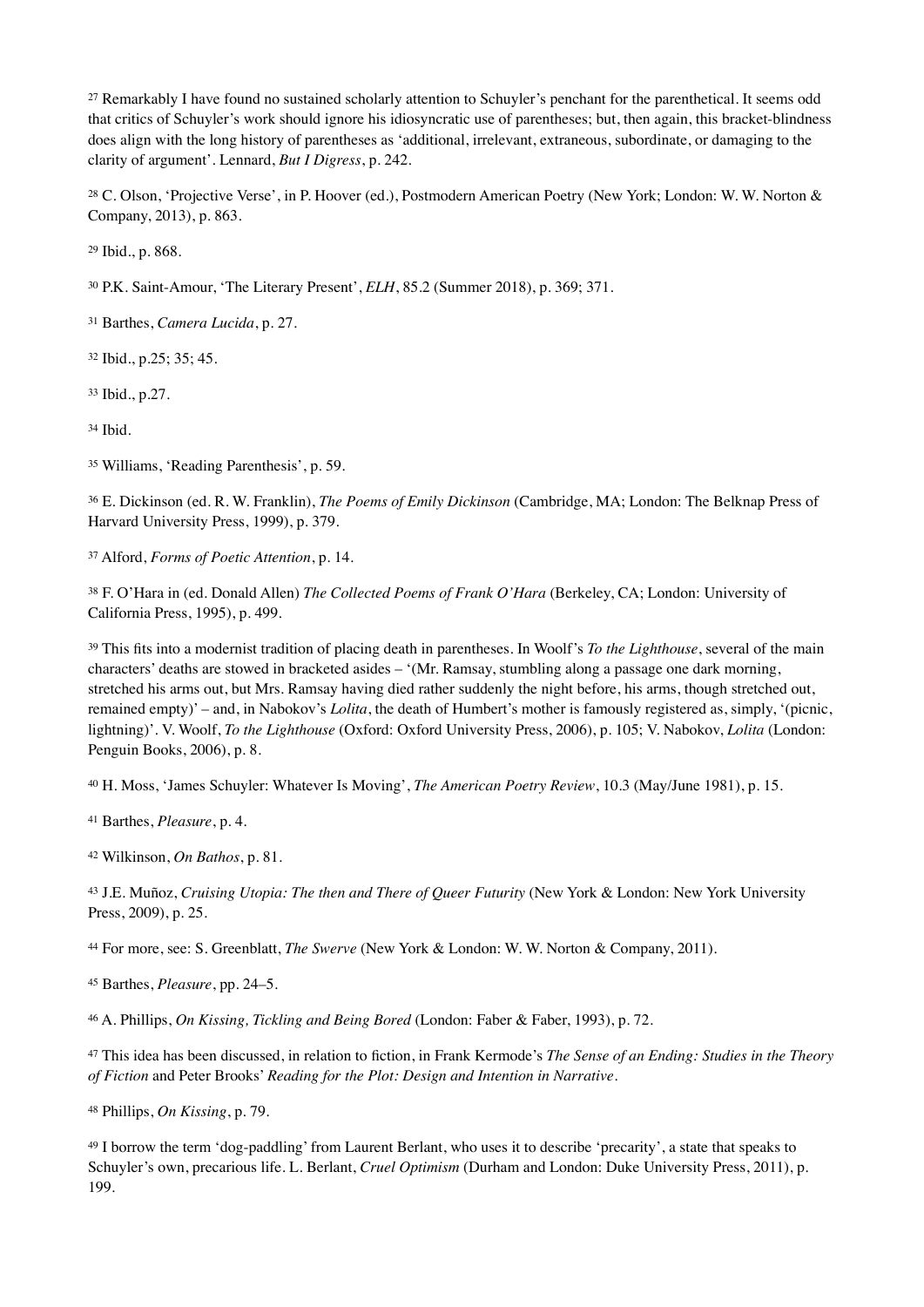[27] Remarkably I have found no sustained scholarly attention to Schuyler's penchant for the parenthetical. It seems odd that critics of Schuyler's work should ignore his idiosyncratic use of parentheses; but, then again, this bracket-blindness does align with the long history of parentheses as 'additional, irrelevant, extraneous, subordinate, or damaging to the clarity of argument'. Lennard, *But I Digress*, p. 242.

[28] C. Olson, 'Projective Verse', in P. Hoover (ed.), Postmodern American Poetry (New York; London: W. W. Norton & Company, 2013), p. 863.

[29] Ibid., p. 868.

[30] P.K. Saint-Amour, 'The Literary Present', *ELH*, 85.2 (Summer 2018), p. 369; 371.

[31] Barthes, *Camera Lucida*, p. 27.

[32] Ibid., p.25; 35; 45.

[33] Ibid., p.27.

[34] Ibid.

[35] Williams, 'Reading Parenthesis', p. 59.

[36] E. Dickinson (ed. R. W. Franklin), *The Poems of Emily Dickinson* (Cambridge, MA; London: The Belknap Press of Harvard University Press, 1999), p. 379.

[37] Alford, *Forms of Poetic Attention*, p. 14.

[38] F. O'Hara in (ed. Donald Allen) *The Collected Poems of Frank O'Hara* (Berkeley, CA; London: University of California Press, 1995), p. 499.

[39] This fits into a modernist tradition of placing death in parentheses. In Woolf's *To the Lighthouse*, several of the main characters' deaths are stowed in bracketed asides – '(Mr. Ramsay, stumbling along a passage one dark morning, stretched his arms out, but Mrs. Ramsay having died rather suddenly the night before, his arms, though stretched out, remained empty)' – and, in Nabokov's *Lolita*, the death of Humbert's mother is famously registered as, simply, '(picnic, lightning)'. V. Woolf, *To the Lighthouse* (Oxford: Oxford University Press, 2006), p. 105; V. Nabokov, *Lolita* (London: Penguin Books, 2006), p. 8.

[40] H. Moss, 'James Schuyler: Whatever Is Moving', *The American Poetry Review*, 10.3 (May/June 1981), p. 15.

[41] Barthes, *Pleasure*, p. 4.

[42] Wilkinson, *On Bathos*, p. 81.

[43] J.E. Muñoz, *Cruising Utopia: The then and There of Queer Futurity* (New York & London: New York University Press, 2009), p. 25.

[44] For more, see: S. Greenblatt, *The Swerve* (New York & London: W. W. Norton & Company, 2011).

[45] Barthes, *Pleasure*, pp. 24–5.

[46] A. Phillips, *On Kissing, Tickling and Being Bored* (London: Faber & Faber, 1993), p. 72.

[47] This idea has been discussed, in relation to fiction, in Frank Kermode's *The Sense of an Ending: Studies in the Theory of Fiction* and Peter Brooks' *Reading for the Plot: Design and Intention in Narrative*.

[48] Phillips, *On Kissing*, p. 79.

[49] I borrow the term 'dog-paddling' from Laurent Berlant, who uses it to describe 'precarity', a state that speaks to Schuyler's own, precarious life. L. Berlant, *Cruel Optimism* (Durham and London: Duke University Press, 2011), p. 199.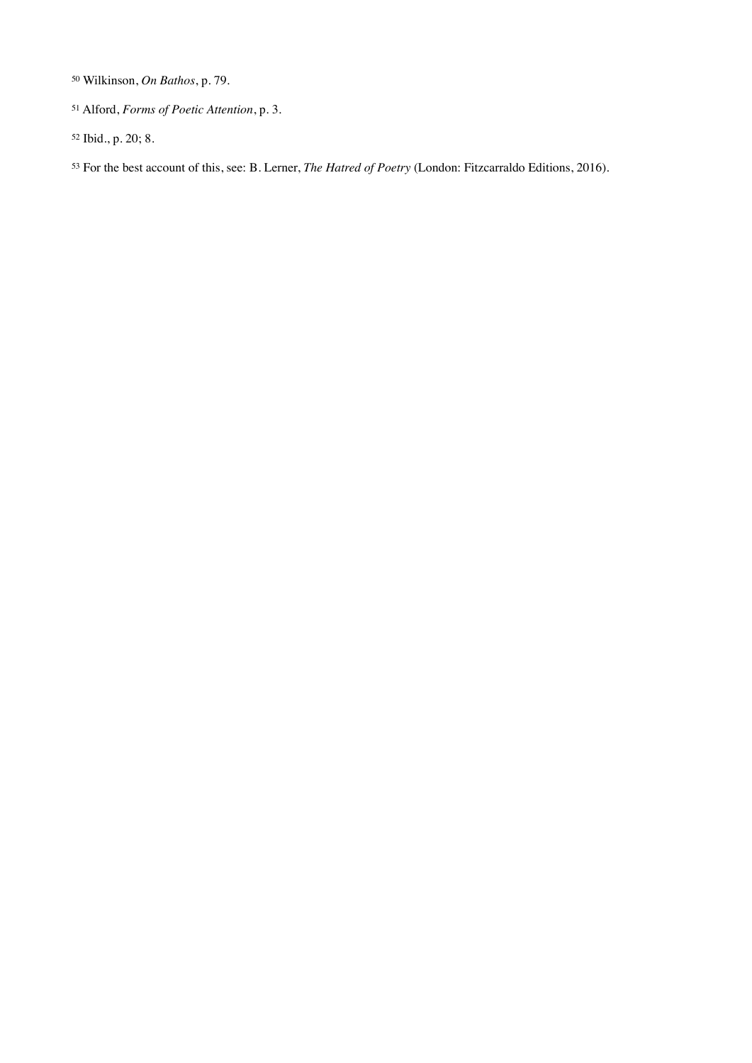[50] Wilkinson, *On Bathos*, p. 79.

[51] Alford, *Forms of Poetic Attention*, p. 3.

[52] Ibid., p. 20; 8.

[53] For the best account of this, see: B. Lerner, *The Hatred of Poetry* (London: Fitzcarraldo Editions, 2016).